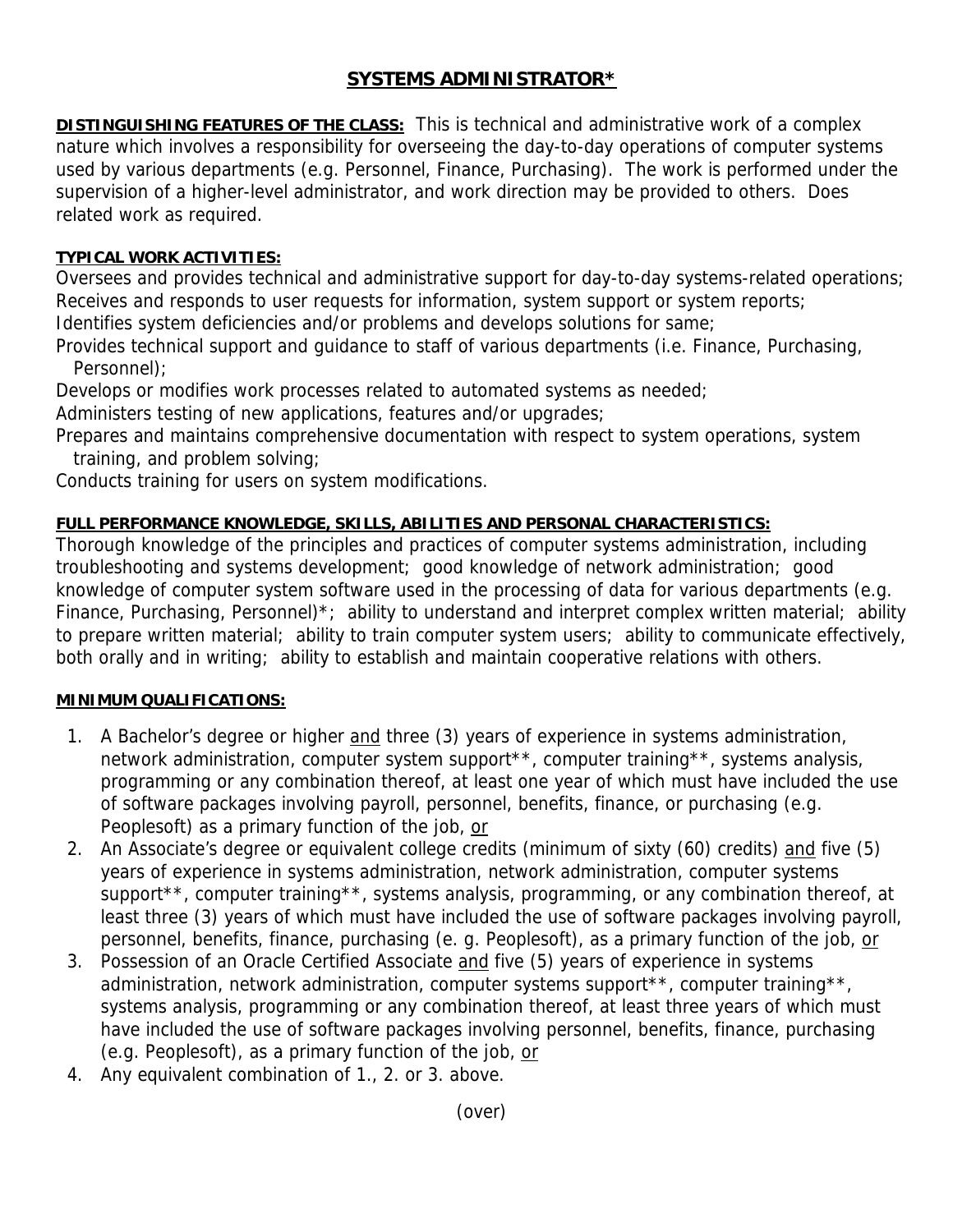# SYSTEMS ADMINISTRATOR*

**DISTINGUISHING FEATURES OF THE CLASS:** This is technical and administrative work of a complex nature which involves a responsibility for overseeing the day-to-day operations of computer systems used by various departments (e.g. Personnel, Finance, Purchasing). The work is performed under the supervision of a higher-level administrator, and work direction may be provided to others. Does related work as required.

**TYPICAL WORK ACTIVITIES:**

Oversees and provides technical and administrative support for day-to-day systems-related operations;
Receives and responds to user requests for information, system support or system reports;
Identifies system deficiencies and/or problems and develops solutions for same;
Provides technical support and guidance to staff of various departments (i.e. Finance, Purchasing, Personnel);
Develops or modifies work processes related to automated systems as needed;
Administers testing of new applications, features and/or upgrades;
Prepares and maintains comprehensive documentation with respect to system operations, system training, and problem solving;
Conducts training for users on system modifications.

**FULL PERFORMANCE KNOWLEDGE, SKILLS, ABILITIES AND PERSONAL CHARACTERISTICS:**

Thorough knowledge of the principles and practices of computer systems administration, including troubleshooting and systems development; good knowledge of network administration; good knowledge of computer system software used in the processing of data for various departments (e.g. Finance, Purchasing, Personnel)*; ability to understand and interpret complex written material; ability to prepare written material; ability to train computer system users; ability to communicate effectively, both orally and in writing; ability to establish and maintain cooperative relations with others.

**MINIMUM QUALIFICATIONS:**

1. A Bachelor's degree or higher and three (3) years of experience in systems administration, network administration, computer system support**, computer training**, systems analysis, programming or any combination thereof, at least one year of which must have included the use of software packages involving payroll, personnel, benefits, finance, or purchasing (e.g. Peoplesoft) as a primary function of the job, or
2. An Associate's degree or equivalent college credits (minimum of sixty (60) credits) and five (5) years of experience in systems administration, network administration, computer systems support**, computer training**, systems analysis, programming, or any combination thereof, at least three (3) years of which must have included the use of software packages involving payroll, personnel, benefits, finance, purchasing (e. g. Peoplesoft), as a primary function of the job, or
3. Possession of an Oracle Certified Associate and five (5) years of experience in systems administration, network administration, computer systems support**, computer training**, systems analysis, programming or any combination thereof, at least three years of which must have included the use of software packages involving personnel, benefits, finance, purchasing (e.g. Peoplesoft), as a primary function of the job, or
4. Any equivalent combination of 1., 2. or 3. above.

(over)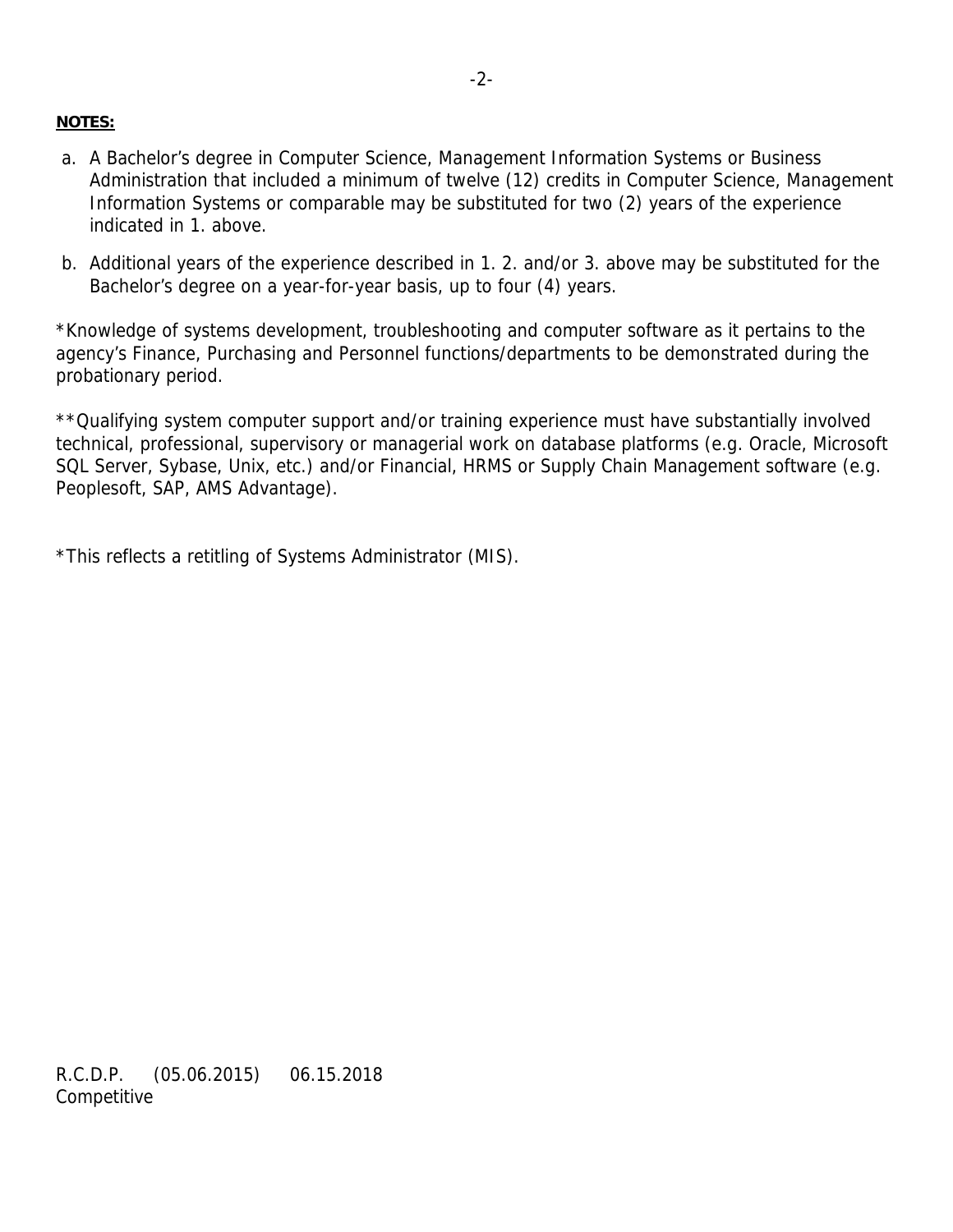**NOTES:**

a. A Bachelor's degree in Computer Science, Management Information Systems or Business Administration that included a minimum of twelve (12) credits in Computer Science, Management Information Systems or comparable may be substituted for two (2) years of the experience indicated in 1. above.

b. Additional years of the experience described in 1. 2. and/or 3. above may be substituted for the Bachelor's degree on a year-for-year basis, up to four (4) years.

*Knowledge of systems development, troubleshooting and computer software as it pertains to the agency's Finance, Purchasing and Personnel functions/departments to be demonstrated during the probationary period.

**Qualifying system computer support and/or training experience must have substantially involved technical, professional, supervisory or managerial work on database platforms (e.g. Oracle, Microsoft SQL Server, Sybase, Unix, etc.) and/or Financial, HRMS or Supply Chain Management software (e.g. Peoplesoft, SAP, AMS Advantage).

*This reflects a retitling of Systems Administrator (MIS).

R.C.D.P. (05.06.2015) 06.15.2018
Competitive